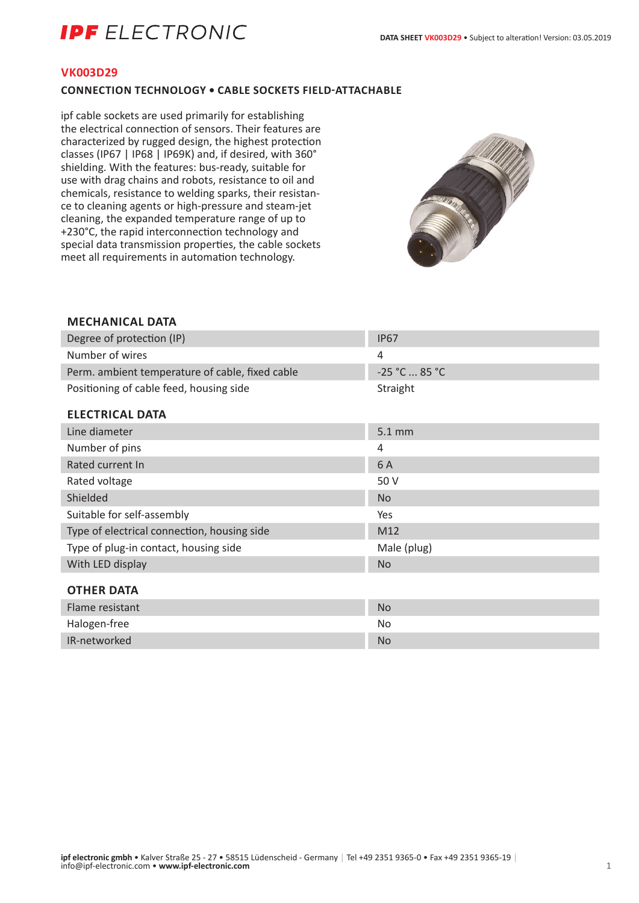# VK003D29

## CONNECTION TECHNOLOGY • CABLE SOCKETS FIELD-ATTACHABLE

ipf cable sockets are used primarily for establishing the electrical connection of sensors. Their features are characterized by rugged design, the highest protection classes (IP67 | IP68 | IP69K) and, if desired, with 360° shielding. With the features: bus-ready, suitable for use with drag chains and robots, resistance to oil and chemicals, resistance to welding sparks, their resistance to cleaning agents or high-pressure and steam-jet cleaning, the expanded temperature range of up to +230°C, the rapid interconnection technology and special data transmission properties, the cable sockets meet all requirements in automation technology.

### MECHANICAL DATA

| | |
|---|---|
| Degree of protection (IP) | IP67 |
| Number of wires | 4 |
| Perm. ambient temperature of cable, fixed cable | -25 °C ... 85 °C |
| Positioning of cable feed, housing side | Straight |

### ELECTRICAL DATA

| | |
|---|---|
| Line diameter | 5.1 mm |
| Number of pins | 4 |
| Rated current In | 6 A |
| Rated voltage | 50 V |
| Shielded | No |
| Suitable for self-assembly | Yes |
| Type of electrical connection, housing side | M12 |
| Type of plug-in contact, housing side | Male (plug) |
| With LED display | No |

### OTHER DATA

| | |
|---|---|
| Flame resistant | No |
| Halogen-free | No |
| IR-networked | No |

**ipf electronic gmbh** • Kalver Straße 25 - 27 • 58515 Lüdenscheid - Germany | Tel +49 2351 9365-0 • Fax +49 2351 9365-19 | info@ipf-electronic.com • **www.ipf-electronic.com**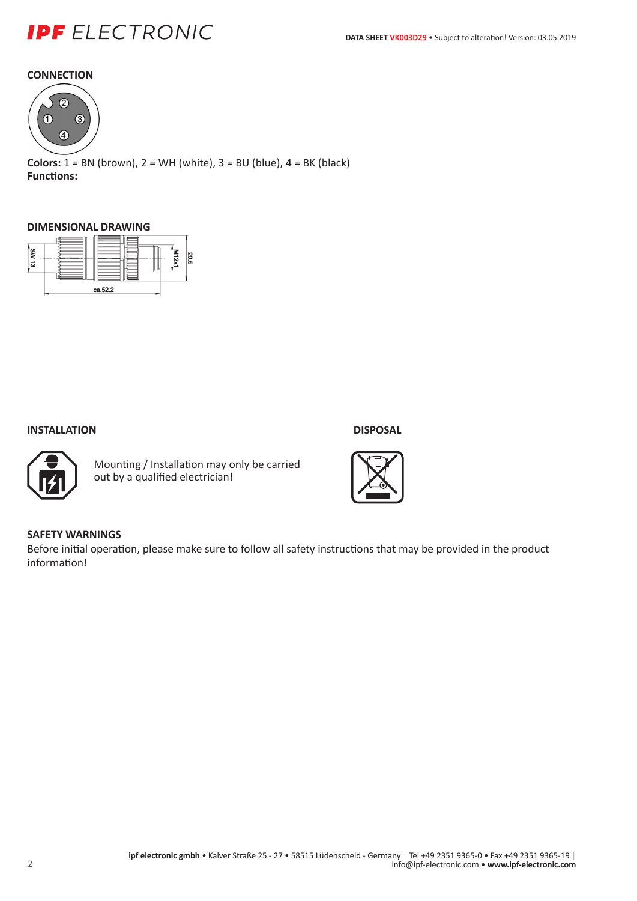## CONNECTION

**Colors:** 1 = BN (brown), 2 = WH (white), 3 = BU (blue), 4 = BK (black)
**Functions:**

## DIMENSIONAL DRAWING

SW 13
M12x1
20.5
ca.52.2

## INSTALLATION

Mounting / Installation may only be carried out by a qualified electrician!

## DISPOSAL

## SAFETY WARNINGS

Before initial operation, please make sure to follow all safety instructions that may be provided in the product information!

**ipf electronic gmbh** • Kalver Straße 25 - 27 • 58515 Lüdenscheid - Germany | Tel +49 2351 9365-0 • Fax +49 2351 9365-19 | info@ipf-electronic.com • **www.ipf-electronic.com**